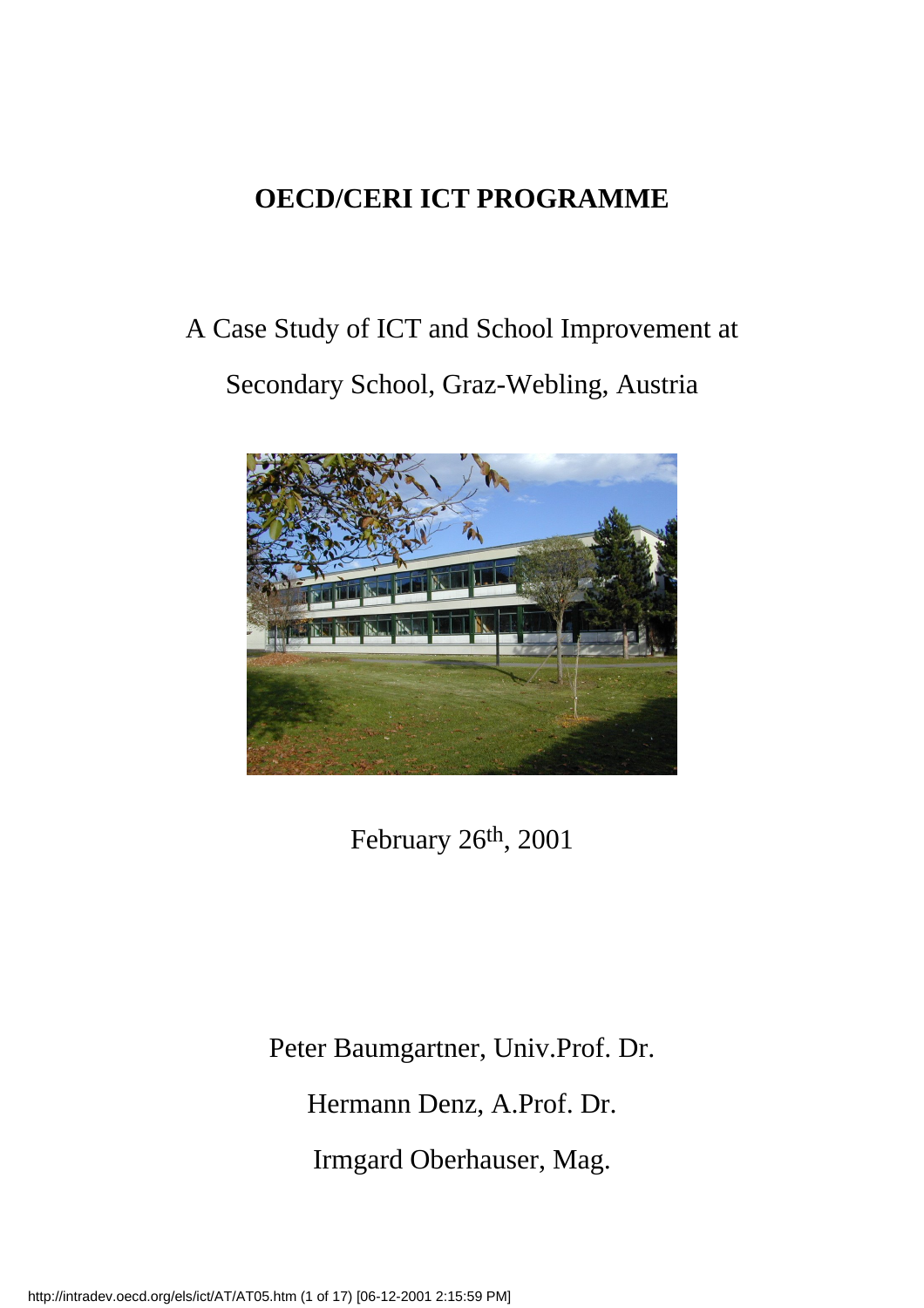# OECD/CERI ICT PROGRAMME

A Case Study of ICT and School Improvement at

Secondary School, Graz-Webling, Austria

February 26th, 2001

Peter Baumgartner, Univ.Prof. Dr.

Hermann Denz, A.Prof. Dr.

Irmgard Oberhauser, Mag.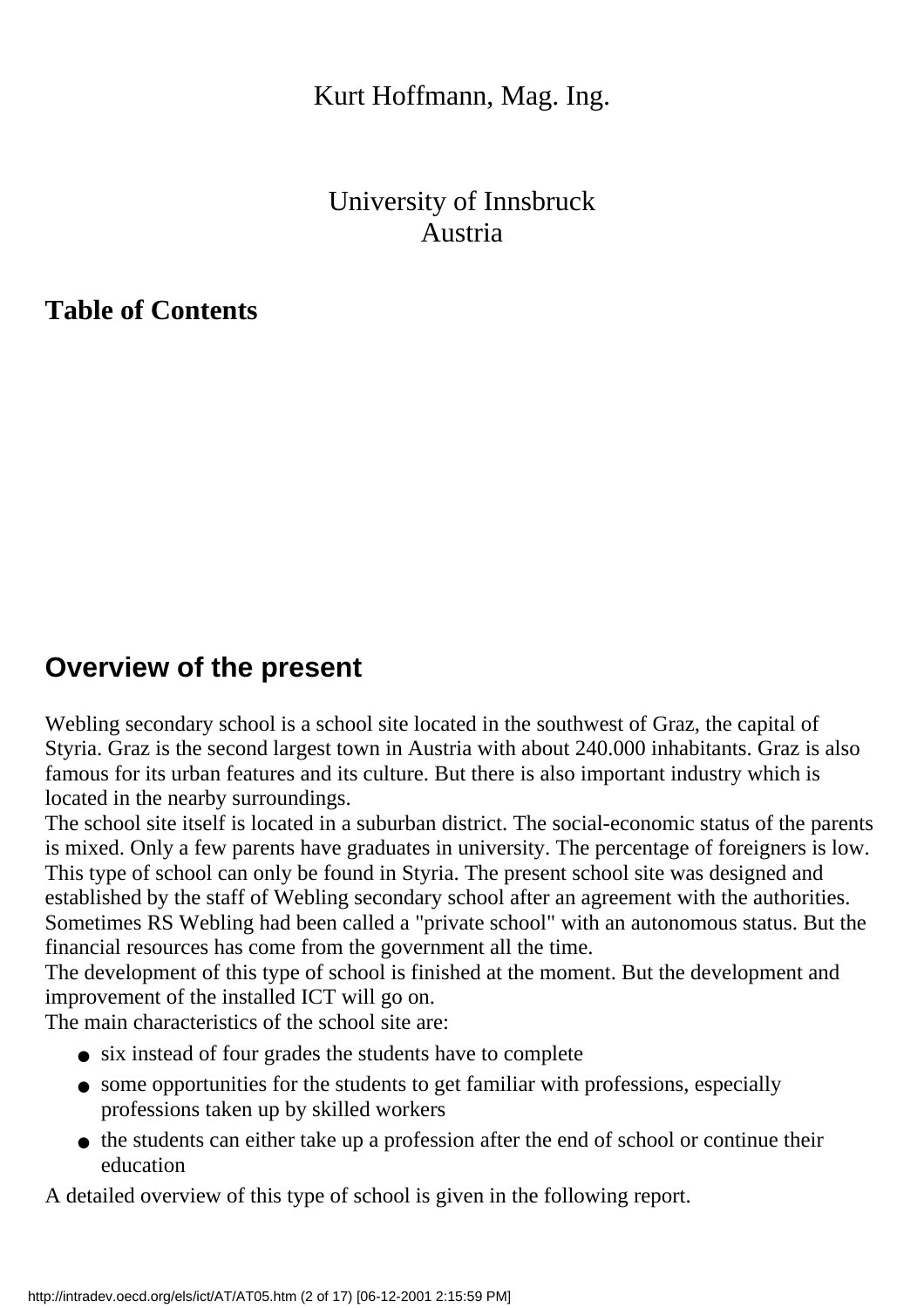Kurt Hoffmann, Mag. Ing.

University of Innsbruck
Austria

### Table of Contents

## Overview of the present

Webling secondary school is a school site located in the southwest of Graz, the capital of Styria. Graz is the second largest town in Austria with about 240.000 inhabitants. Graz is also famous for its urban features and its culture. But there is also important industry which is located in the nearby surroundings.
The school site itself is located in a suburban district. The social-economic status of the parents is mixed. Only a few parents have graduates in university. The percentage of foreigners is low. This type of school can only be found in Styria. The present school site was designed and established by the staff of Webling secondary school after an agreement with the authorities. Sometimes RS Webling had been called a "private school" with an autonomous status. But the financial resources has come from the government all the time.
The development of this type of school is finished at the moment. But the development and improvement of the installed ICT will go on.
The main characteristics of the school site are:

- six instead of four grades the students have to complete
- some opportunities for the students to get familiar with professions, especially professions taken up by skilled workers
- the students can either take up a profession after the end of school or continue their education

A detailed overview of this type of school is given in the following report.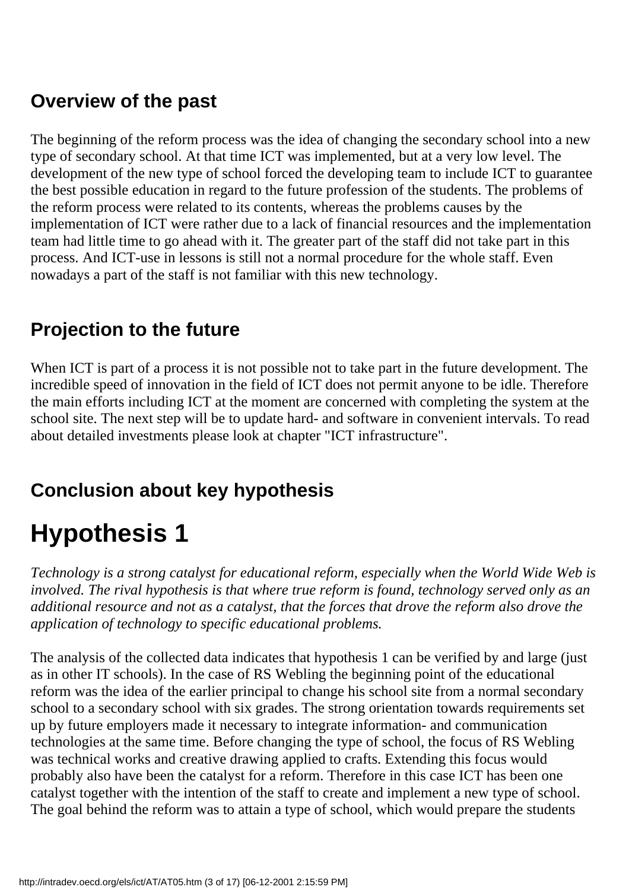## Overview of the past

The beginning of the reform process was the idea of changing the secondary school into a new type of secondary school. At that time ICT was implemented, but at a very low level. The development of the new type of school forced the developing team to include ICT to guarantee the best possible education in regard to the future profession of the students. The problems of the reform process were related to its contents, whereas the problems causes by the implementation of ICT were rather due to a lack of financial resources and the implementation team had little time to go ahead with it. The greater part of the staff did not take part in this process. And ICT-use in lessons is still not a normal procedure for the whole staff. Even nowadays a part of the staff is not familiar with this new technology.

## Projection to the future

When ICT is part of a process it is not possible not to take part in the future development. The incredible speed of innovation in the field of ICT does not permit anyone to be idle. Therefore the main efforts including ICT at the moment are concerned with completing the system at the school site. The next step will be to update hard- and software in convenient intervals. To read about detailed investments please look at chapter "ICT infrastructure".

## Conclusion about key hypothesis

# Hypothesis 1

*Technology is a strong catalyst for educational reform, especially when the World Wide Web is involved. The rival hypothesis is that where true reform is found, technology served only as an additional resource and not as a catalyst, that the forces that drove the reform also drove the application of technology to specific educational problems.*

The analysis of the collected data indicates that hypothesis 1 can be verified by and large (just as in other IT schools). In the case of RS Webling the beginning point of the educational reform was the idea of the earlier principal to change his school site from a normal secondary school to a secondary school with six grades. The strong orientation towards requirements set up by future employers made it necessary to integrate information- and communication technologies at the same time. Before changing the type of school, the focus of RS Webling was technical works and creative drawing applied to crafts. Extending this focus would probably also have been the catalyst for a reform. Therefore in this case ICT has been one catalyst together with the intention of the staff to create and implement a new type of school. The goal behind the reform was to attain a type of school, which would prepare the students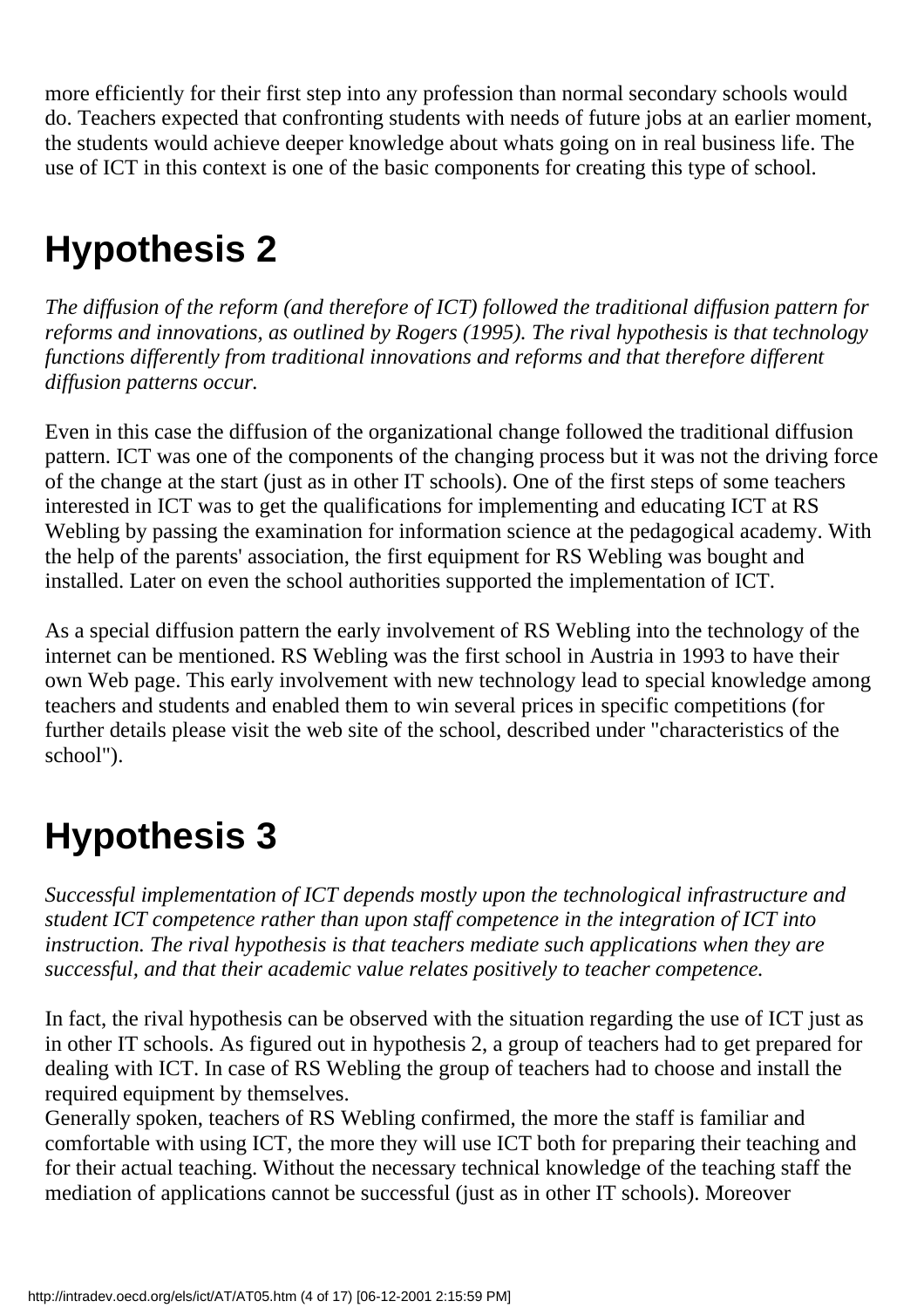more efficiently for their first step into any profession than normal secondary schools would do. Teachers expected that confronting students with needs of future jobs at an earlier moment, the students would achieve deeper knowledge about whats going on in real business life. The use of ICT in this context is one of the basic components for creating this type of school.

# Hypothesis 2

*The diffusion of the reform (and therefore of ICT) followed the traditional diffusion pattern for reforms and innovations, as outlined by Rogers (1995). The rival hypothesis is that technology functions differently from traditional innovations and reforms and that therefore different diffusion patterns occur.*

Even in this case the diffusion of the organizational change followed the traditional diffusion pattern. ICT was one of the components of the changing process but it was not the driving force of the change at the start (just as in other IT schools). One of the first steps of some teachers interested in ICT was to get the qualifications for implementing and educating ICT at RS Webling by passing the examination for information science at the pedagogical academy. With the help of the parents' association, the first equipment for RS Webling was bought and installed. Later on even the school authorities supported the implementation of ICT.

As a special diffusion pattern the early involvement of RS Webling into the technology of the internet can be mentioned. RS Webling was the first school in Austria in 1993 to have their own Web page. This early involvement with new technology lead to special knowledge among teachers and students and enabled them to win several prices in specific competitions (for further details please visit the web site of the school, described under "characteristics of the school").

# Hypothesis 3

*Successful implementation of ICT depends mostly upon the technological infrastructure and student ICT competence rather than upon staff competence in the integration of ICT into instruction. The rival hypothesis is that teachers mediate such applications when they are successful, and that their academic value relates positively to teacher competence.*

In fact, the rival hypothesis can be observed with the situation regarding the use of ICT just as in other IT schools. As figured out in hypothesis 2, a group of teachers had to get prepared for dealing with ICT. In case of RS Webling the group of teachers had to choose and install the required equipment by themselves.
Generally spoken, teachers of RS Webling confirmed, the more the staff is familiar and comfortable with using ICT, the more they will use ICT both for preparing their teaching and for their actual teaching. Without the necessary technical knowledge of the teaching staff the mediation of applications cannot be successful (just as in other IT schools). Moreover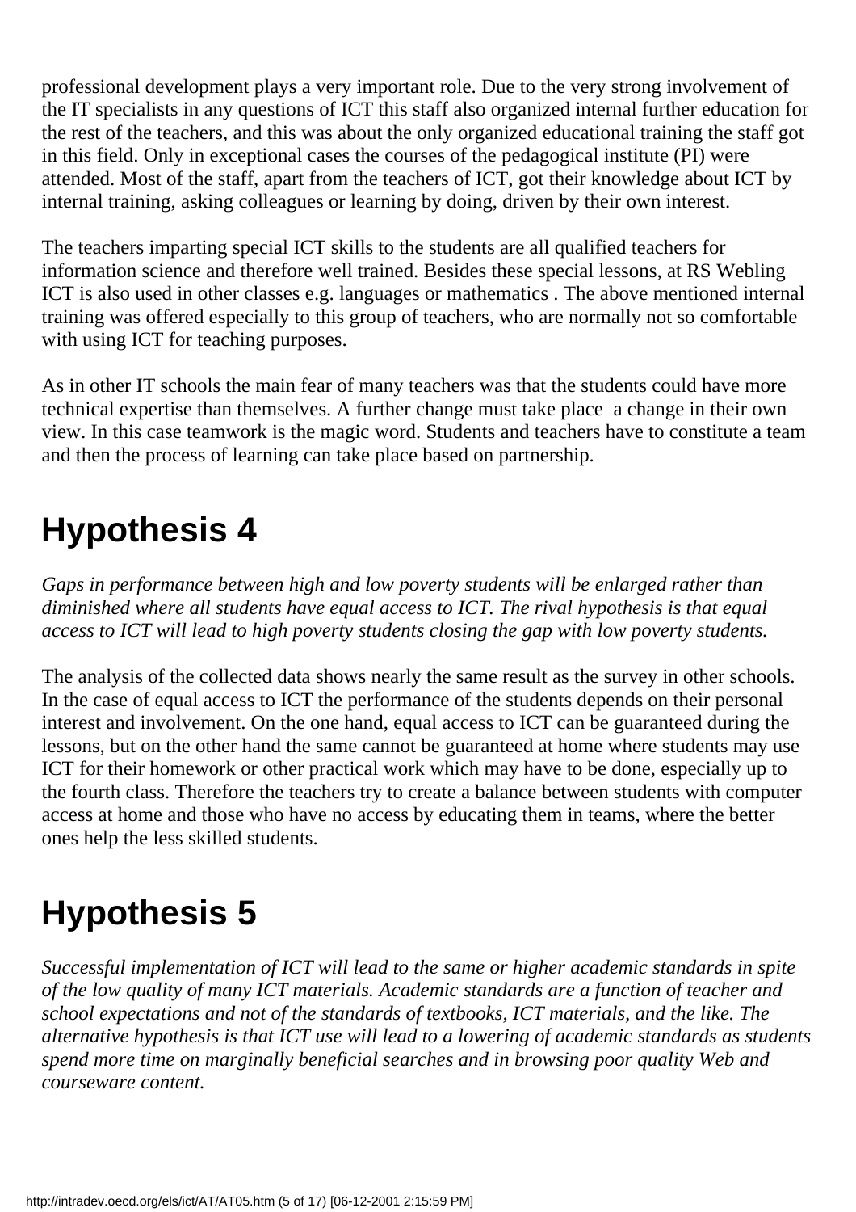professional development plays a very important role. Due to the very strong involvement of the IT specialists in any questions of ICT this staff also organized internal further education for the rest of the teachers, and this was about the only organized educational training the staff got in this field. Only in exceptional cases the courses of the pedagogical institute (PI) were attended. Most of the staff, apart from the teachers of ICT, got their knowledge about ICT by internal training, asking colleagues or learning by doing, driven by their own interest.

The teachers imparting special ICT skills to the students are all qualified teachers for information science and therefore well trained. Besides these special lessons, at RS Webling ICT is also used in other classes e.g. languages or mathematics . The above mentioned internal training was offered especially to this group of teachers, who are normally not so comfortable with using ICT for teaching purposes.

As in other IT schools the main fear of many teachers was that the students could have more technical expertise than themselves. A further change must take place  a change in their own view. In this case teamwork is the magic word. Students and teachers have to constitute a team and then the process of learning can take place based on partnership.

# Hypothesis 4

*Gaps in performance between high and low poverty students will be enlarged rather than diminished where all students have equal access to ICT. The rival hypothesis is that equal access to ICT will lead to high poverty students closing the gap with low poverty students.*

The analysis of the collected data shows nearly the same result as the survey in other schools. In the case of equal access to ICT the performance of the students depends on their personal interest and involvement. On the one hand, equal access to ICT can be guaranteed during the lessons, but on the other hand the same cannot be guaranteed at home where students may use ICT for their homework or other practical work which may have to be done, especially up to the fourth class. Therefore the teachers try to create a balance between students with computer access at home and those who have no access by educating them in teams, where the better ones help the less skilled students.

# Hypothesis 5

*Successful implementation of ICT will lead to the same or higher academic standards in spite of the low quality of many ICT materials. Academic standards are a function of teacher and school expectations and not of the standards of textbooks, ICT materials, and the like. The alternative hypothesis is that ICT use will lead to a lowering of academic standards as students spend more time on marginally beneficial searches and in browsing poor quality Web and courseware content.*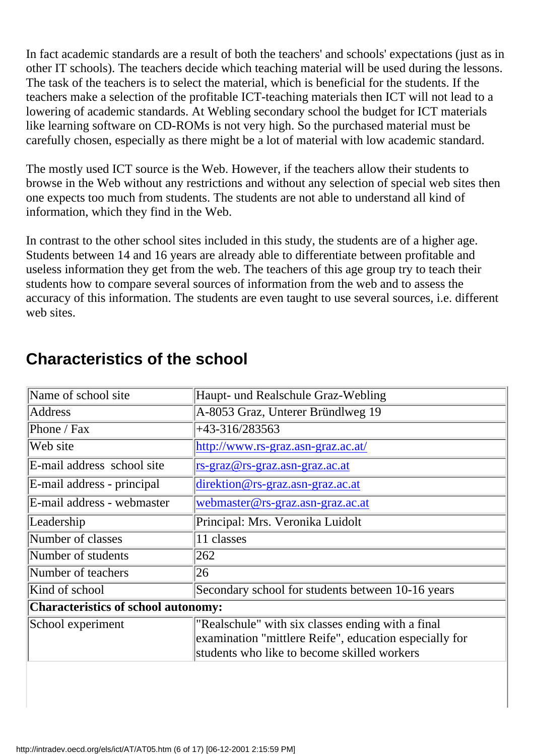In fact academic standards are a result of both the teachers' and schools' expectations (just as in other IT schools). The teachers decide which teaching material will be used during the lessons. The task of the teachers is to select the material, which is beneficial for the students. If the teachers make a selection of the profitable ICT-teaching materials then ICT will not lead to a lowering of academic standards. At Webling secondary school the budget for ICT materials like learning software on CD-ROMs is not very high. So the purchased material must be carefully chosen, especially as there might be a lot of material with low academic standard.

The mostly used ICT source is the Web. However, if the teachers allow their students to browse in the Web without any restrictions and without any selection of special web sites then one expects too much from students. The students are not able to understand all kind of information, which they find in the Web.

In contrast to the other school sites included in this study, the students are of a higher age. Students between 14 and 16 years are already able to differentiate between profitable and useless information they get from the web. The teachers of this age group try to teach their students how to compare several sources of information from the web and to assess the accuracy of this information. The students are even taught to use several sources, i.e. different web sites.

## Characteristics of the school

| Name of school site | Haupt- und Realschule Graz-Webling |
|---|---|
| Address | A-8053 Graz, Unterer Bründlweg 19 |
| Phone / Fax | +43-316/283563 |
| Web site | http://www.rs-graz.asn-graz.ac.at/ |
| E-mail address school site | rs-graz@rs-graz.asn-graz.ac.at |
| E-mail address - principal | direktion@rs-graz.asn-graz.ac.at |
| E-mail address - webmaster | webmaster@rs-graz.asn-graz.ac.at |
| Leadership | Principal: Mrs. Veronika Luidolt |
| Number of classes | 11 classes |
| Number of students | 262 |
| Number of teachers | 26 |
| Kind of school | Secondary school for students between 10-16 years |
| **Characteristics of school autonomy:** | |
| School experiment | "Realschule" with six classes ending with a final examination "mittlere Reife", education especially for students who like to become skilled workers |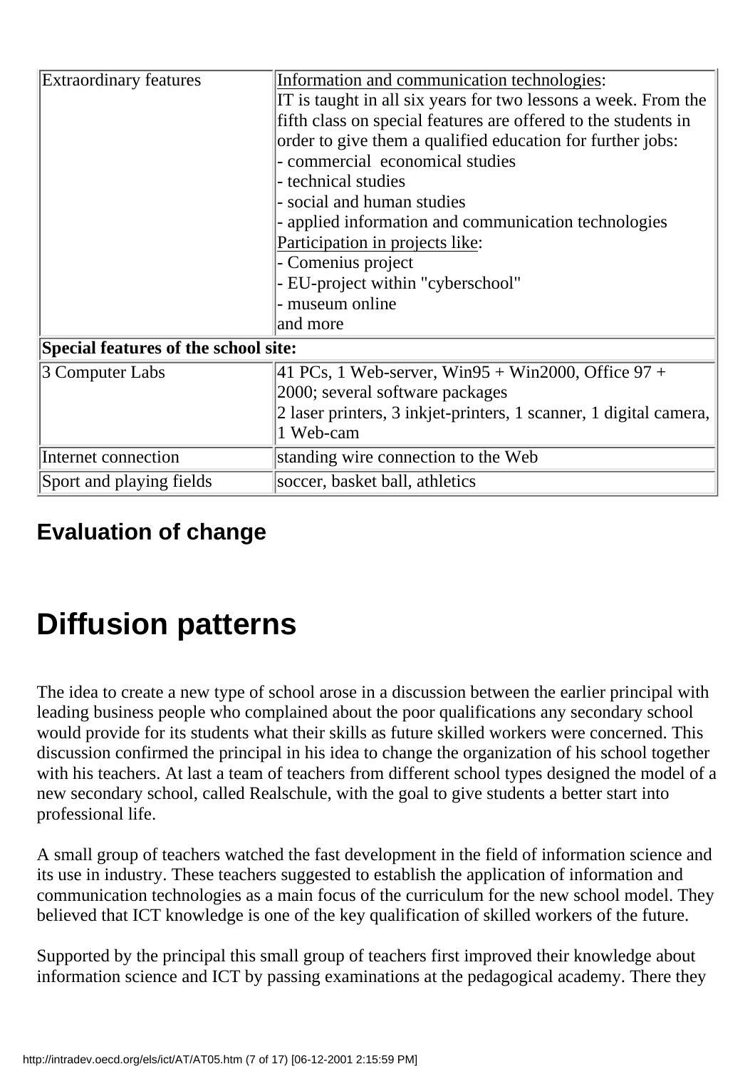| | |
|---|---|
| Extraordinary features | Information and communication technologies:<br>IT is taught in all six years for two lessons a week. From the fifth class on special features are offered to the students in order to give them a qualified education for further jobs:<br>- commercial economical studies<br>- technical studies<br>- social and human studies<br>- applied information and communication technologies<br>Participation in projects like:<br>- Comenius project<br>- EU-project within "cyberschool"<br>- museum online<br>and more |
| **Special features of the school site:** | |
| 3 Computer Labs | 41 PCs, 1 Web-server, Win95 + Win2000, Office 97 + 2000; several software packages<br>2 laser printers, 3 inkjet-printers, 1 scanner, 1 digital camera, 1 Web-cam |
| Internet connection | standing wire connection to the Web |
| Sport and playing fields | soccer, basket ball, athletics |

## Evaluation of change

# Diffusion patterns

The idea to create a new type of school arose in a discussion between the earlier principal with leading business people who complained about the poor qualifications any secondary school would provide for its students what their skills as future skilled workers were concerned. This discussion confirmed the principal in his idea to change the organization of his school together with his teachers. At last a team of teachers from different school types designed the model of a new secondary school, called Realschule, with the goal to give students a better start into professional life.

A small group of teachers watched the fast development in the field of information science and its use in industry. These teachers suggested to establish the application of information and communication technologies as a main focus of the curriculum for the new school model. They believed that ICT knowledge is one of the key qualification of skilled workers of the future.

Supported by the principal this small group of teachers first improved their knowledge about information science and ICT by passing examinations at the pedagogical academy. There they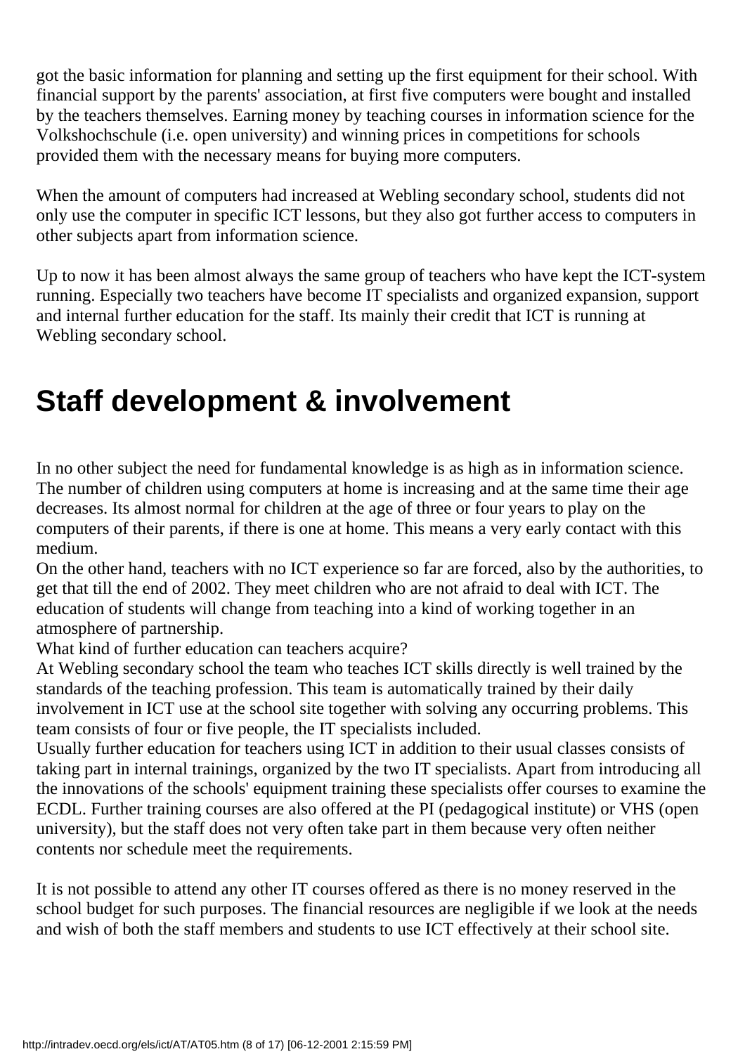got the basic information for planning and setting up the first equipment for their school. With financial support by the parents' association, at first five computers were bought and installed by the teachers themselves. Earning money by teaching courses in information science for the Volkshochschule (i.e. open university) and winning prices in competitions for schools provided them with the necessary means for buying more computers.

When the amount of computers had increased at Webling secondary school, students did not only use the computer in specific ICT lessons, but they also got further access to computers in other subjects apart from information science.

Up to now it has been almost always the same group of teachers who have kept the ICT-system running. Especially two teachers have become IT specialists and organized expansion, support and internal further education for the staff. Its mainly their credit that ICT is running at Webling secondary school.

# Staff development & involvement

In no other subject the need for fundamental knowledge is as high as in information science. The number of children using computers at home is increasing and at the same time their age decreases. Its almost normal for children at the age of three or four years to play on the computers of their parents, if there is one at home. This means a very early contact with this medium.
On the other hand, teachers with no ICT experience so far are forced, also by the authorities, to get that till the end of 2002. They meet children who are not afraid to deal with ICT. The education of students will change from teaching into a kind of working together in an atmosphere of partnership.
What kind of further education can teachers acquire?
At Webling secondary school the team who teaches ICT skills directly is well trained by the standards of the teaching profession. This team is automatically trained by their daily involvement in ICT use at the school site together with solving any occurring problems. This team consists of four or five people, the IT specialists included.
Usually further education for teachers using ICT in addition to their usual classes consists of taking part in internal trainings, organized by the two IT specialists. Apart from introducing all the innovations of the schools' equipment training these specialists offer courses to examine the ECDL. Further training courses are also offered at the PI (pedagogical institute) or VHS (open university), but the staff does not very often take part in them because very often neither contents nor schedule meet the requirements.

It is not possible to attend any other IT courses offered as there is no money reserved in the school budget for such purposes. The financial resources are negligible if we look at the needs and wish of both the staff members and students to use ICT effectively at their school site.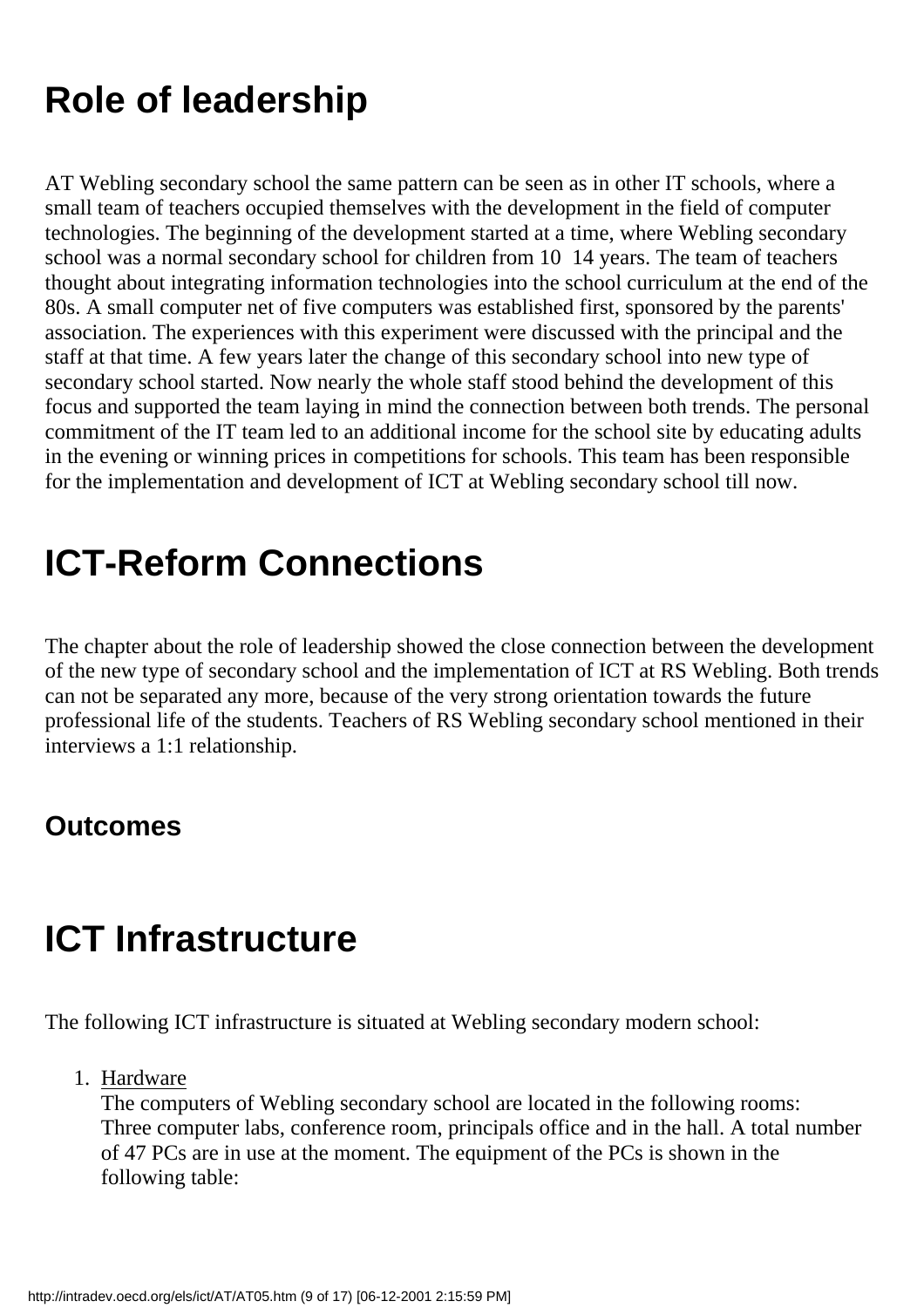# Role of leadership

AT Webling secondary school the same pattern can be seen as in other IT schools, where a small team of teachers occupied themselves with the development in the field of computer technologies. The beginning of the development started at a time, where Webling secondary school was a normal secondary school for children from 10 14 years. The team of teachers thought about integrating information technologies into the school curriculum at the end of the 80s. A small computer net of five computers was established first, sponsored by the parents' association. The experiences with this experiment were discussed with the principal and the staff at that time. A few years later the change of this secondary school into new type of secondary school started. Now nearly the whole staff stood behind the development of this focus and supported the team laying in mind the connection between both trends. The personal commitment of the IT team led to an additional income for the school site by educating adults in the evening or winning prices in competitions for schools. This team has been responsible for the implementation and development of ICT at Webling secondary school till now.

# ICT-Reform Connections

The chapter about the role of leadership showed the close connection between the development of the new type of secondary school and the implementation of ICT at RS Webling. Both trends can not be separated any more, because of the very strong orientation towards the future professional life of the students. Teachers of RS Webling secondary school mentioned in their interviews a 1:1 relationship.

### Outcomes

# ICT Infrastructure

The following ICT infrastructure is situated at Webling secondary modern school:

1. Hardware
   The computers of Webling secondary school are located in the following rooms:
   Three computer labs, conference room, principals office and in the hall. A total number of 47 PCs are in use at the moment. The equipment of the PCs is shown in the following table: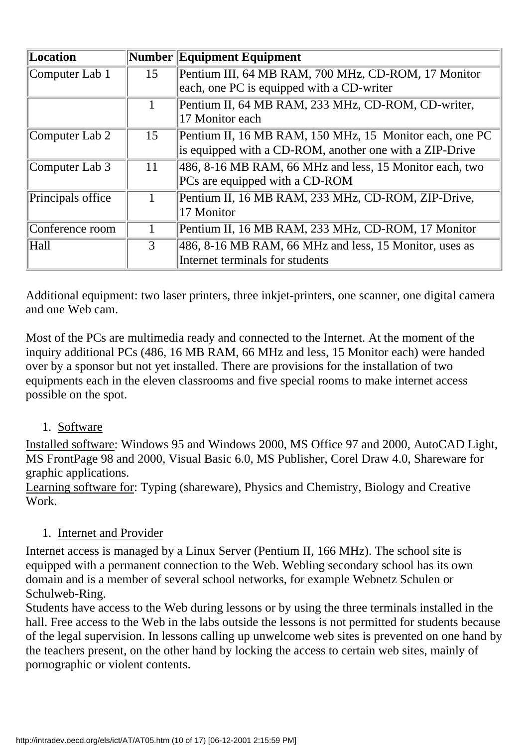| Location | Number | Equipment Equipment |
|---|---|---|
| Computer Lab 1 | 15 | Pentium III, 64 MB RAM, 700 MHz, CD-ROM, 17 Monitor each, one PC is equipped with a CD-writer |
| | 1 | Pentium II, 64 MB RAM, 233 MHz, CD-ROM, CD-writer, 17 Monitor each |
| Computer Lab 2 | 15 | Pentium II, 16 MB RAM, 150 MHz, 15 Monitor each, one PC is equipped with a CD-ROM, another one with a ZIP-Drive |
| Computer Lab 3 | 11 | 486, 8-16 MB RAM, 66 MHz and less, 15 Monitor each, two PCs are equipped with a CD-ROM |
| Principals office | 1 | Pentium II, 16 MB RAM, 233 MHz, CD-ROM, ZIP-Drive, 17 Monitor |
| Conference room | 1 | Pentium II, 16 MB RAM, 233 MHz, CD-ROM, 17 Monitor |
| Hall | 3 | 486, 8-16 MB RAM, 66 MHz and less, 15 Monitor, uses as Internet terminals for students |

Additional equipment: two laser printers, three inkjet-printers, one scanner, one digital camera and one Web cam.

Most of the PCs are multimedia ready and connected to the Internet. At the moment of the inquiry additional PCs (486, 16 MB RAM, 66 MHz and less, 15 Monitor each) were handed over by a sponsor but not yet installed. There are provisions for the installation of two equipments each in the eleven classrooms and five special rooms to make internet access possible on the spot.

1. Software

Installed software: Windows 95 and Windows 2000, MS Office 97 and 2000, AutoCAD Light, MS FrontPage 98 and 2000, Visual Basic 6.0, MS Publisher, Corel Draw 4.0, Shareware for graphic applications.
Learning software for: Typing (shareware), Physics and Chemistry, Biology and Creative Work.

1. Internet and Provider

Internet access is managed by a Linux Server (Pentium II, 166 MHz). The school site is equipped with a permanent connection to the Web. Webling secondary school has its own domain and is a member of several school networks, for example Webnetz Schulen or Schulweb-Ring.
Students have access to the Web during lessons or by using the three terminals installed in the hall. Free access to the Web in the labs outside the lessons is not permitted for students because of the legal supervision. In lessons calling up unwelcome web sites is prevented on one hand by the teachers present, on the other hand by locking the access to certain web sites, mainly of pornographic or violent contents.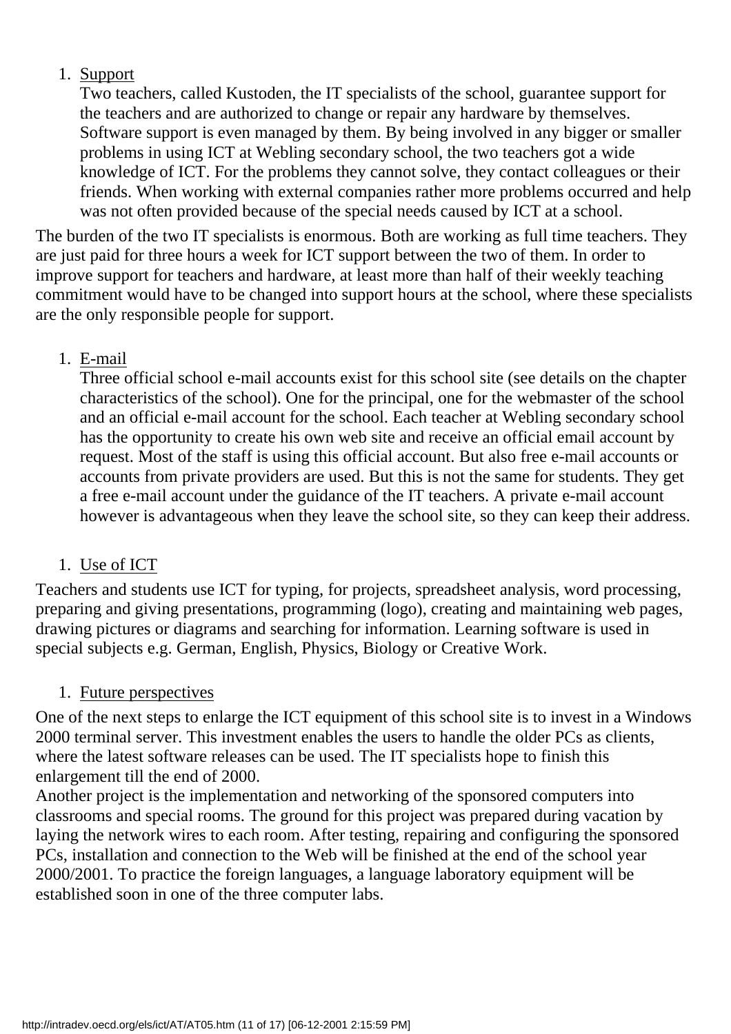1. Support

   Two teachers, called Kustoden, the IT specialists of the school, guarantee support for the teachers and are authorized to change or repair any hardware by themselves. Software support is even managed by them. By being involved in any bigger or smaller problems in using ICT at Webling secondary school, the two teachers got a wide knowledge of ICT. For the problems they cannot solve, they contact colleagues or their friends. When working with external companies rather more problems occurred and help was not often provided because of the special needs caused by ICT at a school.

The burden of the two IT specialists is enormous. Both are working as full time teachers. They are just paid for three hours a week for ICT support between the two of them. In order to improve support for teachers and hardware, at least more than half of their weekly teaching commitment would have to be changed into support hours at the school, where these specialists are the only responsible people for support.

1. E-mail

   Three official school e-mail accounts exist for this school site (see details on the chapter characteristics of the school). One for the principal, one for the webmaster of the school and an official e-mail account for the school. Each teacher at Webling secondary school has the opportunity to create his own web site and receive an official email account by request. Most of the staff is using this official account. But also free e-mail accounts or accounts from private providers are used. But this is not the same for students. They get a free e-mail account under the guidance of the IT teachers. A private e-mail account however is advantageous when they leave the school site, so they can keep their address.

1. Use of ICT

Teachers and students use ICT for typing, for projects, spreadsheet analysis, word processing, preparing and giving presentations, programming (logo), creating and maintaining web pages, drawing pictures or diagrams and searching for information. Learning software is used in special subjects e.g. German, English, Physics, Biology or Creative Work.

1. Future perspectives

One of the next steps to enlarge the ICT equipment of this school site is to invest in a Windows 2000 terminal server. This investment enables the users to handle the older PCs as clients, where the latest software releases can be used. The IT specialists hope to finish this enlargement till the end of 2000.
Another project is the implementation and networking of the sponsored computers into classrooms and special rooms. The ground for this project was prepared during vacation by laying the network wires to each room. After testing, repairing and configuring the sponsored PCs, installation and connection to the Web will be finished at the end of the school year 2000/2001. To practice the foreign languages, a language laboratory equipment will be established soon in one of the three computer labs.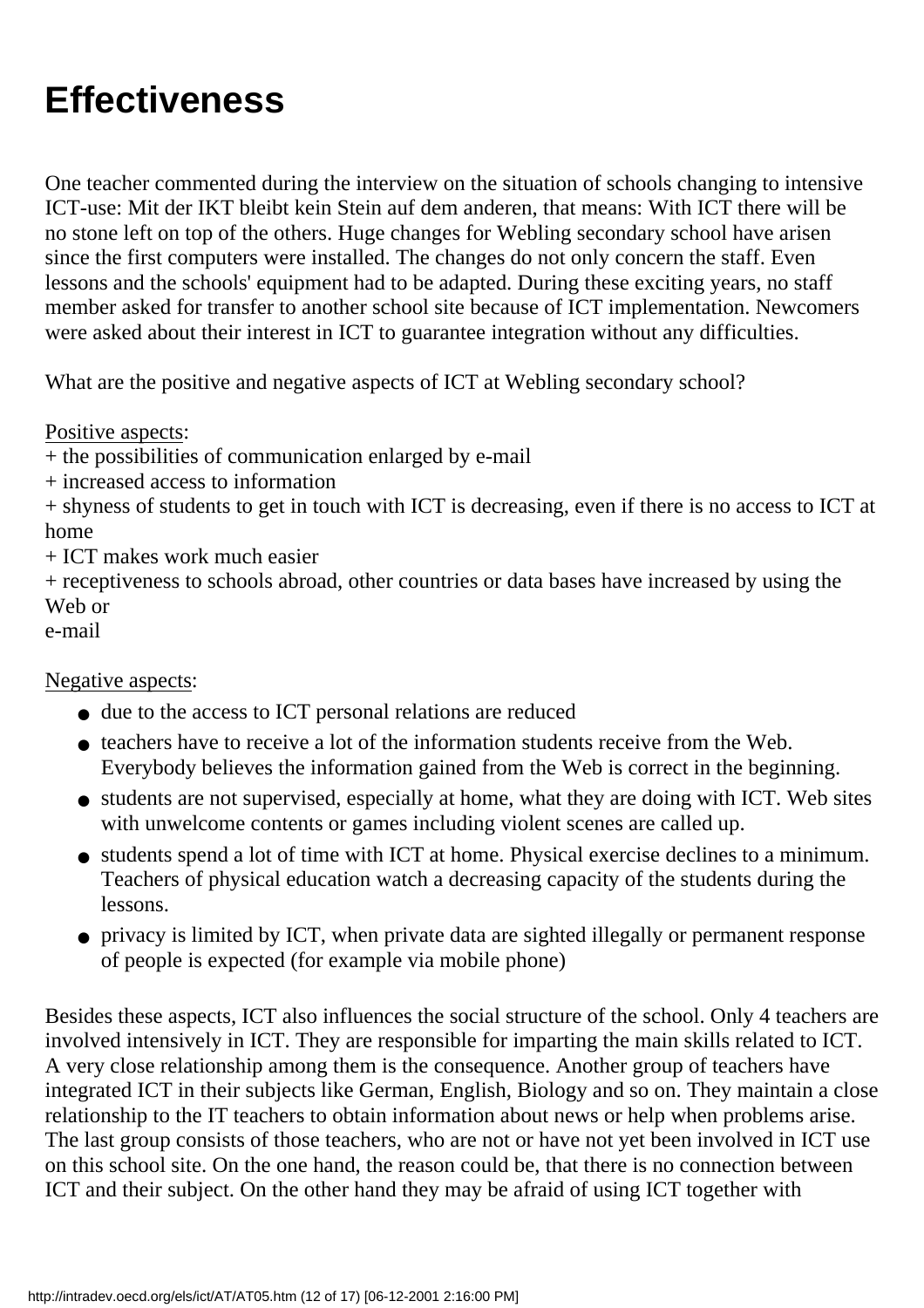# Effectiveness

One teacher commented during the interview on the situation of schools changing to intensive ICT-use: Mit der IKT bleibt kein Stein auf dem anderen, that means: With ICT there will be no stone left on top of the others. Huge changes for Webling secondary school have arisen since the first computers were installed. The changes do not only concern the staff. Even lessons and the schools' equipment had to be adapted. During these exciting years, no staff member asked for transfer to another school site because of ICT implementation. Newcomers were asked about their interest in ICT to guarantee integration without any difficulties.

What are the positive and negative aspects of ICT at Webling secondary school?

Positive aspects:
+ the possibilities of communication enlarged by e-mail
+ increased access to information
+ shyness of students to get in touch with ICT is decreasing, even if there is no access to ICT at home
+ ICT makes work much easier
+ receptiveness to schools abroad, other countries or data bases have increased by using the Web or
e-mail

Negative aspects:

- due to the access to ICT personal relations are reduced
- teachers have to receive a lot of the information students receive from the Web. Everybody believes the information gained from the Web is correct in the beginning.
- students are not supervised, especially at home, what they are doing with ICT. Web sites with unwelcome contents or games including violent scenes are called up.
- students spend a lot of time with ICT at home. Physical exercise declines to a minimum. Teachers of physical education watch a decreasing capacity of the students during the lessons.
- privacy is limited by ICT, when private data are sighted illegally or permanent response of people is expected (for example via mobile phone)

Besides these aspects, ICT also influences the social structure of the school. Only 4 teachers are involved intensively in ICT. They are responsible for imparting the main skills related to ICT. A very close relationship among them is the consequence. Another group of teachers have integrated ICT in their subjects like German, English, Biology and so on. They maintain a close relationship to the IT teachers to obtain information about news or help when problems arise. The last group consists of those teachers, who are not or have not yet been involved in ICT use on this school site. On the one hand, the reason could be, that there is no connection between ICT and their subject. On the other hand they may be afraid of using ICT together with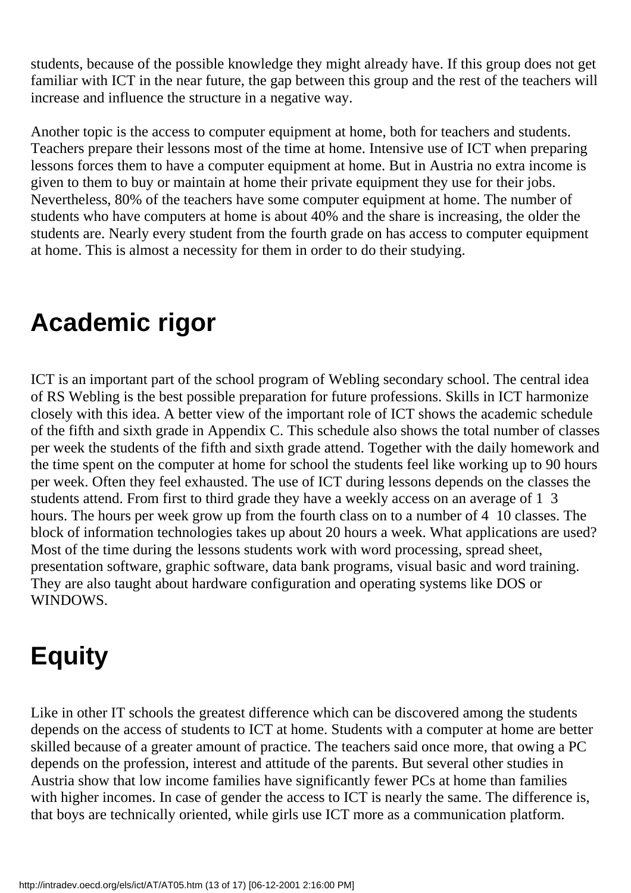students, because of the possible knowledge they might already have. If this group does not get familiar with ICT in the near future, the gap between this group and the rest of the teachers will increase and influence the structure in a negative way.

Another topic is the access to computer equipment at home, both for teachers and students. Teachers prepare their lessons most of the time at home. Intensive use of ICT when preparing lessons forces them to have a computer equipment at home. But in Austria no extra income is given to them to buy or maintain at home their private equipment they use for their jobs. Nevertheless, 80% of the teachers have some computer equipment at home. The number of students who have computers at home is about 40% and the share is increasing, the older the students are. Nearly every student from the fourth grade on has access to computer equipment at home. This is almost a necessity for them in order to do their studying.

# Academic rigor

ICT is an important part of the school program of Webling secondary school. The central idea of RS Webling is the best possible preparation for future professions. Skills in ICT harmonize closely with this idea. A better view of the important role of ICT shows the academic schedule of the fifth and sixth grade in Appendix C. This schedule also shows the total number of classes per week the students of the fifth and sixth grade attend. Together with the daily homework and the time spent on the computer at home for school the students feel like working up to 90 hours per week. Often they feel exhausted. The use of ICT during lessons depends on the classes the students attend. From first to third grade they have a weekly access on an average of 1 3 hours. The hours per week grow up from the fourth class on to a number of 4 10 classes. The block of information technologies takes up about 20 hours a week. What applications are used? Most of the time during the lessons students work with word processing, spread sheet, presentation software, graphic software, data bank programs, visual basic and word training. They are also taught about hardware configuration and operating systems like DOS or WINDOWS.

# Equity

Like in other IT schools the greatest difference which can be discovered among the students depends on the access of students to ICT at home. Students with a computer at home are better skilled because of a greater amount of practice. The teachers said once more, that owing a PC depends on the profession, interest and attitude of the parents. But several other studies in Austria show that low income families have significantly fewer PCs at home than families with higher incomes. In case of gender the access to ICT is nearly the same. The difference is, that boys are technically oriented, while girls use ICT more as a communication platform.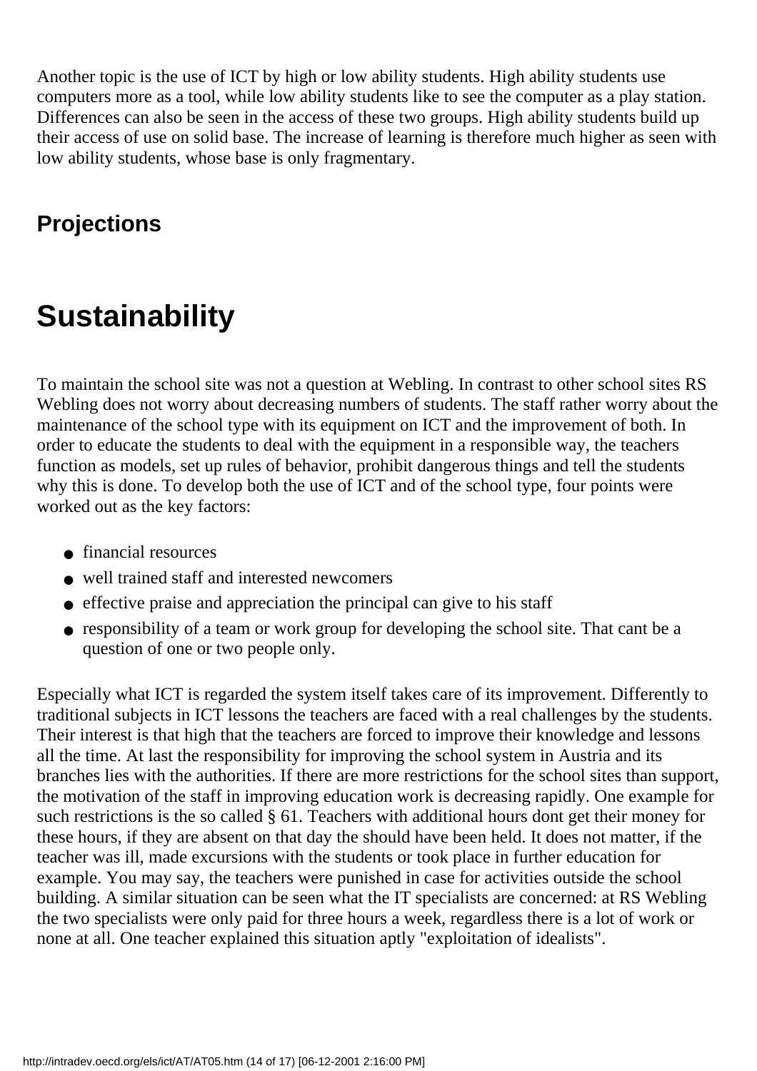Another topic is the use of ICT by high or low ability students. High ability students use computers more as a tool, while low ability students like to see the computer as a play station. Differences can also be seen in the access of these two groups. High ability students build up their access of use on solid base. The increase of learning is therefore much higher as seen with low ability students, whose base is only fragmentary.

## Projections

# Sustainability

To maintain the school site was not a question at Webling. In contrast to other school sites RS Webling does not worry about decreasing numbers of students. The staff rather worry about the maintenance of the school type with its equipment on ICT and the improvement of both. In order to educate the students to deal with the equipment in a responsible way, the teachers function as models, set up rules of behavior, prohibit dangerous things and tell the students why this is done. To develop both the use of ICT and of the school type, four points were worked out as the key factors:

- financial resources
- well trained staff and interested newcomers
- effective praise and appreciation the principal can give to his staff
- responsibility of a team or work group for developing the school site. That cant be a question of one or two people only.

Especially what ICT is regarded the system itself takes care of its improvement. Differently to traditional subjects in ICT lessons the teachers are faced with a real challenges by the students. Their interest is that high that the teachers are forced to improve their knowledge and lessons all the time. At last the responsibility for improving the school system in Austria and its branches lies with the authorities. If there are more restrictions for the school sites than support, the motivation of the staff in improving education work is decreasing rapidly. One example for such restrictions is the so called § 61. Teachers with additional hours dont get their money for these hours, if they are absent on that day the should have been held. It does not matter, if the teacher was ill, made excursions with the students or took place in further education for example. You may say, the teachers were punished in case for activities outside the school building. A similar situation can be seen what the IT specialists are concerned: at RS Webling the two specialists were only paid for three hours a week, regardless there is a lot of work or none at all. One teacher explained this situation aptly "exploitation of idealists".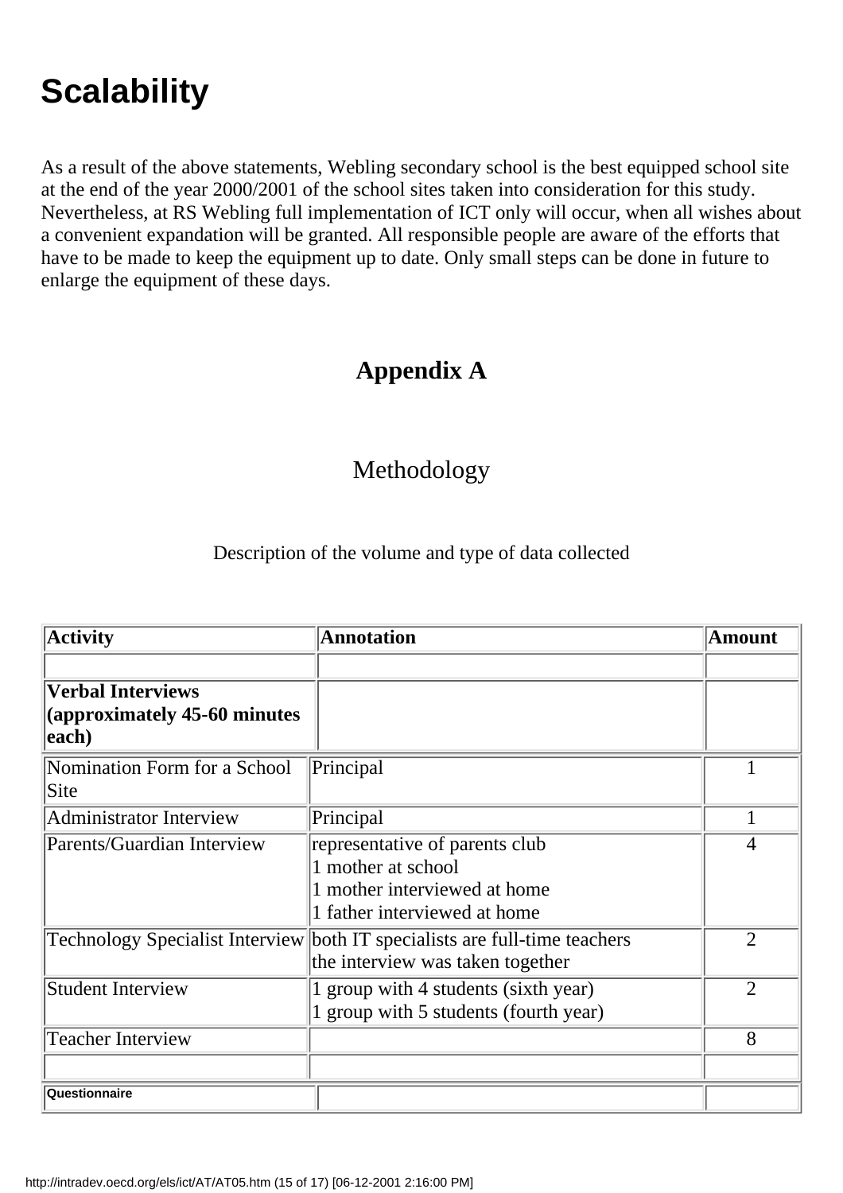# Scalability

As a result of the above statements, Webling secondary school is the best equipped school site at the end of the year 2000/2001 of the school sites taken into consideration for this study. Nevertheless, at RS Webling full implementation of ICT only will occur, when all wishes about a convenient expandation will be granted. All responsible people are aware of the efforts that have to be made to keep the equipment up to date. Only small steps can be done in future to enlarge the equipment of these days.

## Appendix A

### Methodology

Description of the volume and type of data collected

| **Activity** | **Annotation** | **Amount** |
|---|---|---|
| | | |
| **Verbal Interviews (approximately 45-60 minutes each)** | | |
| Nomination Form for a School Site | Principal | 1 |
| Administrator Interview | Principal | 1 |
| Parents/Guardian Interview | representative of parents club<br>1 mother at school<br>1 mother interviewed at home<br>1 father interviewed at home | 4 |
| Technology Specialist Interview | both IT specialists are full-time teachers<br>the interview was taken together | 2 |
| Student Interview | 1 group with 4 students (sixth year)<br>1 group with 5 students (fourth year) | 2 |
| Teacher Interview | | 8 |
| | | |
| **Questionnaire** | | |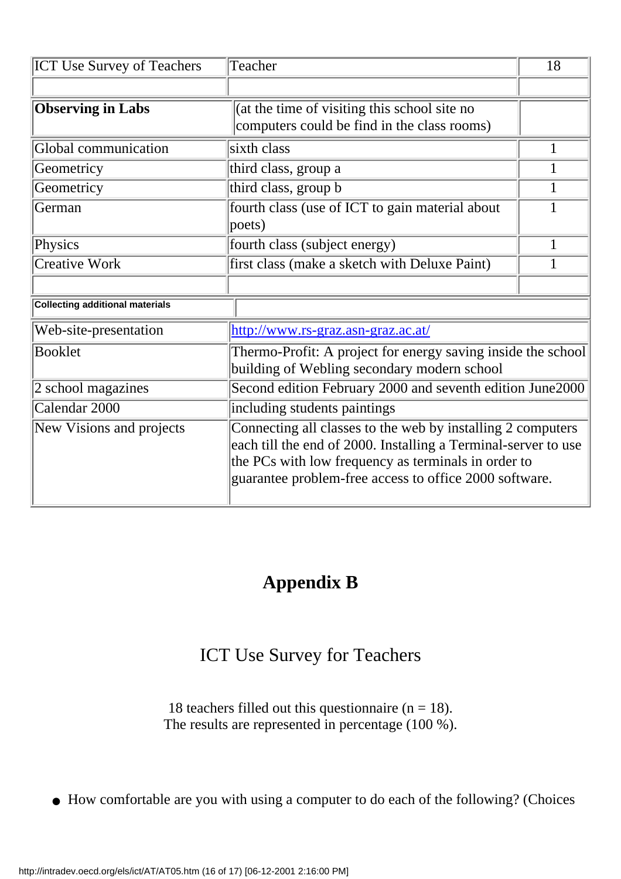| ICT Use Survey of Teachers | Teacher | 18 |
|---|---|---|
| | | |
| **Observing in Labs** | (at the time of visiting this school site no computers could be find in the class rooms) | |
| Global communication | sixth class | 1 |
| Geometricy | third class, group a | 1 |
| Geometricy | third class, group b | 1 |
| German | fourth class (use of ICT to gain material about poets) | 1 |
| Physics | fourth class (subject energy) | 1 |
| Creative Work | first class (make a sketch with Deluxe Paint) | 1 |
| | | |

| **Collecting additional materials** | |
|---|---|
| Web-site-presentation | http://www.rs-graz.asn-graz.ac.at/ |
| Booklet | Thermo-Profit: A project for energy saving inside the school building of Webling secondary modern school |
| 2 school magazines | Second edition February 2000 and seventh edition June2000 |
| Calendar 2000 | including students paintings |
| New Visions and projects | Connecting all classes to the web by installing 2 computers each till the end of 2000. Installing a Terminal-server to use the PCs with low frequency as terminals in order to guarantee problem-free access to office 2000 software. |

# Appendix B

## ICT Use Survey for Teachers

18 teachers filled out this questionnaire (n = 18).
The results are represented in percentage (100 %).

- How comfortable are you with using a computer to do each of the following? (Choices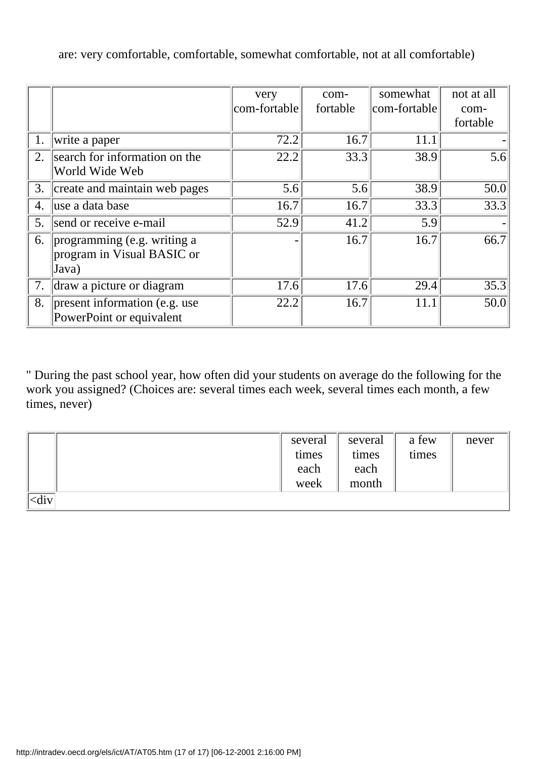are: very comfortable, comfortable, somewhat comfortable, not at all comfortable)

| | | very com-fortable | com-fortable | somewhat com-fortable | not at all com-fortable |
|---|---|---|---|---|---|
| 1. | write a paper | 72.2 | 16.7 | 11.1 | - |
| 2. | search for information on the World Wide Web | 22.2 | 33.3 | 38.9 | 5.6 |
| 3. | create and maintain web pages | 5.6 | 5.6 | 38.9 | 50.0 |
| 4. | use a data base | 16.7 | 16.7 | 33.3 | 33.3 |
| 5. | send or receive e-mail | 52.9 | 41.2 | 5.9 | - |
| 6. | programming (e.g. writing a program in Visual BASIC or Java) | - | 16.7 | 16.7 | 66.7 |
| 7. | draw a picture or diagram | 17.6 | 17.6 | 29.4 | 35.3 |
| 8. | present information (e.g. use PowerPoint or equivalent | 22.2 | 16.7 | 11.1 | 50.0 |

" During the past school year, how often did your students on average do the following for the work you assigned? (Choices are: several times each week, several times each month, a few times, never)

| | | several times each week | several times each month | a few times | never |
|---|---|---|---|---|---|
| <div | | | | | |